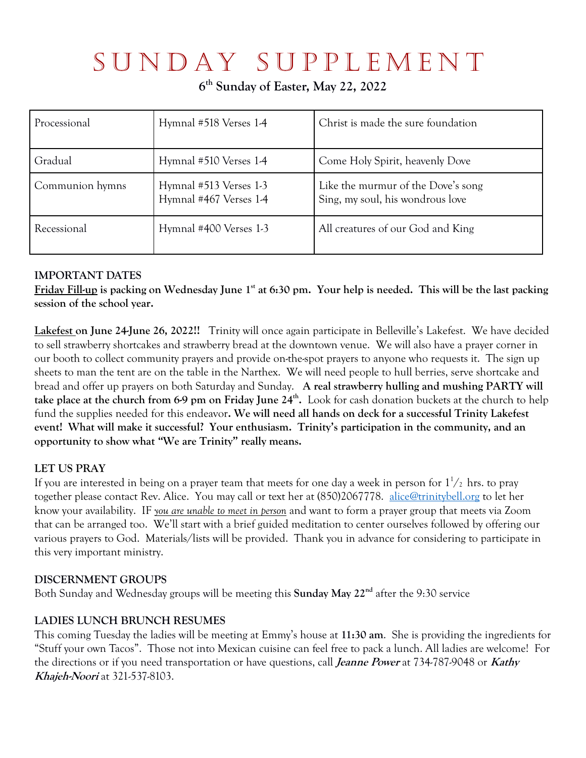# SUNDAY SUPPLEMENT

**6th Sunday of Easter, May 22, 2022**

| Processional | Hymnal #518 Verses 1-4 | Christ is made the sure foundation |
|---|---|---|
| Gradual | Hymnal #510 Verses 1-4 | Come Holy Spirit, heavenly Dove |
| Communion hymns | Hymnal #513 Verses 1-3<br>Hymnal #467 Verses 1-4 | Like the murmur of the Dove's song<br>Sing, my soul, his wondrous love |
| Recessional | Hymnal #400 Verses 1-3 | All creatures of our God and King |

**IMPORTANT DATES**

**Friday Fill-up is packing on Wednesday June 1st at 6:30 pm. Your help is needed. This will be the last packing session of the school year.**

**Lakefest on June 24-June 26, 2022!!** Trinity will once again participate in Belleville's Lakefest. We have decided to sell strawberry shortcakes and strawberry bread at the downtown venue. We will also have a prayer corner in our booth to collect community prayers and provide on-the-spot prayers to anyone who requests it. The sign up sheets to man the tent are on the table in the Narthex. We will need people to hull berries, serve shortcake and bread and offer up prayers on both Saturday and Sunday. **A real strawberry hulling and mushing PARTY will take place at the church from 6-9 pm on Friday June 24th.** Look for cash donation buckets at the church to help fund the supplies needed for this endeavor**. We will need all hands on deck for a successful Trinity Lakefest event! What will make it successful? Your enthusiasm. Trinity's participation in the community, and an opportunity to show what "We are Trinity" really means.**

**LET US PRAY**

If you are interested in being on a prayer team that meets for one day a week in person for $1^1/_2$ hrs. to pray together please contact Rev. Alice. You may call or text her at (850)2067778. alice@trinitybell.org to let her know your availability. IF *you are unable to meet in person* and want to form a prayer group that meets via Zoom that can be arranged too. We'll start with a brief guided meditation to center ourselves followed by offering our various prayers to God. Materials/lists will be provided. Thank you in advance for considering to participate in this very important ministry.

**DISCERNMENT GROUPS**

Both Sunday and Wednesday groups will be meeting this **Sunday May 22nd** after the 9:30 service

**LADIES LUNCH BRUNCH RESUMES**

This coming Tuesday the ladies will be meeting at Emmy's house at **11:30 am**. She is providing the ingredients for "Stuff your own Tacos". Those not into Mexican cuisine can feel free to pack a lunch. All ladies are welcome! For the directions or if you need transportation or have questions, call ***Jeanne Power*** at 734-787-9048 or ***Kathy Khajeh-Noori*** at 321-537-8103.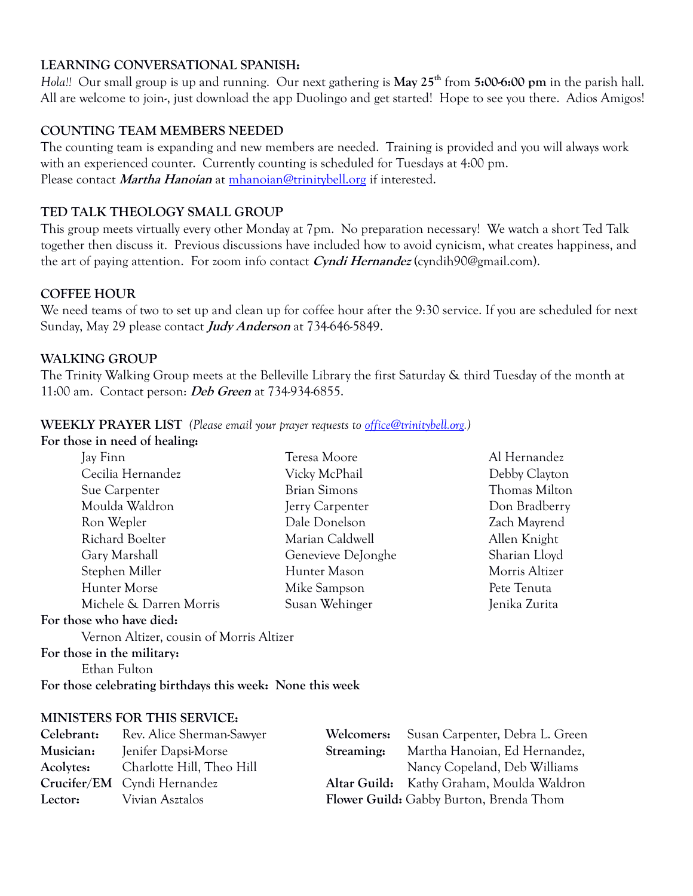### LEARNING CONVERSATIONAL SPANISH:

*Hola!!* Our small group is up and running. Our next gathering is **May 25th** from **5:00-6:00 pm** in the parish hall. All are welcome to join-, just download the app Duolingo and get started! Hope to see you there. Adios Amigos!

### COUNTING TEAM MEMBERS NEEDED

The counting team is expanding and new members are needed. Training is provided and you will always work with an experienced counter. Currently counting is scheduled for Tuesdays at 4:00 pm.
Please contact ***Martha Hanoian*** at mhanoian@trinitybell.org if interested.

### TED TALK THEOLOGY SMALL GROUP

This group meets virtually every other Monday at 7pm. No preparation necessary! We watch a short Ted Talk together then discuss it. Previous discussions have included how to avoid cynicism, what creates happiness, and the art of paying attention. For zoom info contact ***Cyndi Hernandez*** (cyndih90@gmail.com).

### COFFEE HOUR

We need teams of two to set up and clean up for coffee hour after the 9:30 service. If you are scheduled for next Sunday, May 29 please contact ***Judy Anderson*** at 734-646-5849.

### WALKING GROUP

The Trinity Walking Group meets at the Belleville Library the first Saturday & third Tuesday of the month at 11:00 am. Contact person: ***Deb Green*** at 734-934-6855.

### WEEKLY PRAYER LIST *(Please email your prayer requests to office@trinitybell.org.)*

**For those in need of healing:**

Jay Finn
Cecilia Hernandez
Sue Carpenter
Moulda Waldron
Ron Wepler
Richard Boelter
Gary Marshall
Stephen Miller
Hunter Morse
Michele & Darren Morris
Teresa Moore
Vicky McPhail
Brian Simons
Jerry Carpenter
Dale Donelson
Marian Caldwell
Genevieve DeJonghe
Hunter Mason
Mike Sampson
Susan Wehinger
Al Hernandez
Debby Clayton
Thomas Milton
Don Bradberry
Zach Mayrend
Allen Knight
Sharian Lloyd
Morris Altizer
Pete Tenuta
Jenika Zurita

**For those who have died:**

Vernon Altizer, cousin of Morris Altizer

**For those in the military:**

Ethan Fulton

**For those celebrating birthdays this week: None this week**

### MINISTERS FOR THIS SERVICE:

**Celebrant:** Rev. Alice Sherman-Sawyer
**Musician:** Jenifer Dapsi-Morse
**Acolytes:** Charlotte Hill, Theo Hill
**Crucifer/EM** Cyndi Hernandez
**Lector:** Vivian Asztalos
**Welcomers:** Susan Carpenter, Debra L. Green
**Streaming:** Martha Hanoian, Ed Hernandez, Nancy Copeland, Deb Williams
**Altar Guild:** Kathy Graham, Moulda Waldron
**Flower Guild:** Gabby Burton, Brenda Thom